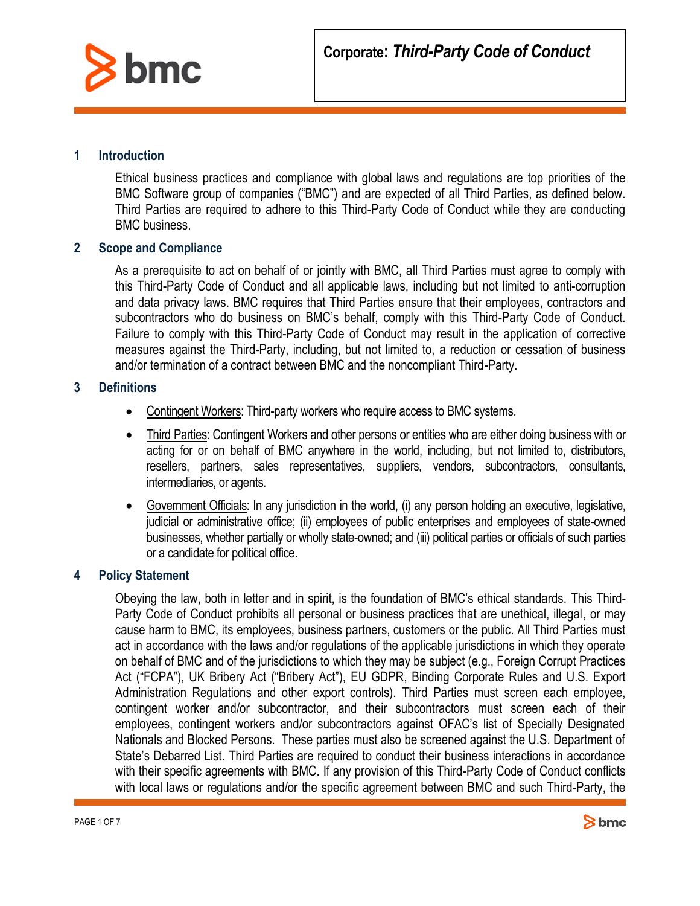# Corporate: *Third-Party Code of Conduct*

## 1 Introduction

Ethical business practices and compliance with global laws and regulations are top priorities of the BMC Software group of companies ("BMC") and are expected of all Third Parties, as defined below. Third Parties are required to adhere to this Third-Party Code of Conduct while they are conducting BMC business.

## 2 Scope and Compliance

As a prerequisite to act on behalf of or jointly with BMC, all Third Parties must agree to comply with this Third-Party Code of Conduct and all applicable laws, including but not limited to anti-corruption and data privacy laws. BMC requires that Third Parties ensure that their employees, contractors and subcontractors who do business on BMC's behalf, comply with this Third-Party Code of Conduct. Failure to comply with this Third-Party Code of Conduct may result in the application of corrective measures against the Third-Party, including, but not limited to, a reduction or cessation of business and/or termination of a contract between BMC and the noncompliant Third-Party.

## 3 Definitions

- Contingent Workers: Third-party workers who require access to BMC systems.
- Third Parties: Contingent Workers and other persons or entities who are either doing business with or acting for or on behalf of BMC anywhere in the world, including, but not limited to, distributors, resellers, partners, sales representatives, suppliers, vendors, subcontractors, consultants, intermediaries, or agents.
- Government Officials: In any jurisdiction in the world, (i) any person holding an executive, legislative, judicial or administrative office; (ii) employees of public enterprises and employees of state-owned businesses, whether partially or wholly state-owned; and (iii) political parties or officials of such parties or a candidate for political office.

## 4 Policy Statement

Obeying the law, both in letter and in spirit, is the foundation of BMC's ethical standards. This Third-Party Code of Conduct prohibits all personal or business practices that are unethical, illegal, or may cause harm to BMC, its employees, business partners, customers or the public. All Third Parties must act in accordance with the laws and/or regulations of the applicable jurisdictions in which they operate on behalf of BMC and of the jurisdictions to which they may be subject (e.g., Foreign Corrupt Practices Act ("FCPA"), UK Bribery Act ("Bribery Act"), EU GDPR, Binding Corporate Rules and U.S. Export Administration Regulations and other export controls). Third Parties must screen each employee, contingent worker and/or subcontractor, and their subcontractors must screen each of their employees, contingent workers and/or subcontractors against OFAC's list of Specially Designated Nationals and Blocked Persons. These parties must also be screened against the U.S. Department of State's Debarred List. Third Parties are required to conduct their business interactions in accordance with their specific agreements with BMC. If any provision of this Third-Party Code of Conduct conflicts with local laws or regulations and/or the specific agreement between BMC and such Third-Party, the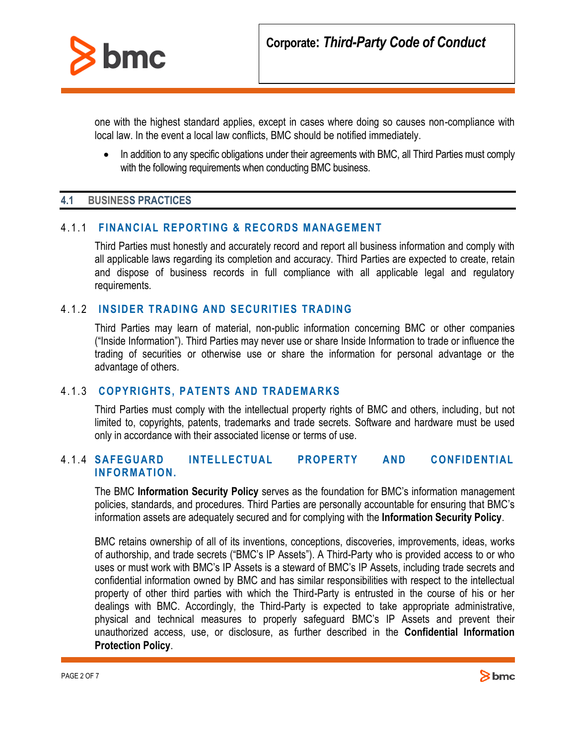one with the highest standard applies, except in cases where doing so causes non-compliance with local law. In the event a local law conflicts, BMC should be notified immediately.

- In addition to any specific obligations under their agreements with BMC, all Third Parties must comply with the following requirements when conducting BMC business.

## 4.1 BUSINESS PRACTICES

### 4.1.1 FINANCIAL REPORTING & RECORDS MANAGEMENT

Third Parties must honestly and accurately record and report all business information and comply with all applicable laws regarding its completion and accuracy. Third Parties are expected to create, retain and dispose of business records in full compliance with all applicable legal and regulatory requirements.

### 4.1.2 INSIDER TRADING AND SECURITIES TRADING

Third Parties may learn of material, non-public information concerning BMC or other companies ("Inside Information"). Third Parties may never use or share Inside Information to trade or influence the trading of securities or otherwise use or share the information for personal advantage or the advantage of others.

### 4.1.3 COPYRIGHTS, PATENTS AND TRADEMARKS

Third Parties must comply with the intellectual property rights of BMC and others, including, but not limited to, copyrights, patents, trademarks and trade secrets. Software and hardware must be used only in accordance with their associated license or terms of use.

### 4.1.4 SAFEGUARD INTELLECTUAL PROPERTY AND CONFIDENTIAL INFORMATION.

The BMC **Information Security Policy** serves as the foundation for BMC's information management policies, standards, and procedures. Third Parties are personally accountable for ensuring that BMC's information assets are adequately secured and for complying with the **Information Security Policy**.

BMC retains ownership of all of its inventions, conceptions, discoveries, improvements, ideas, works of authorship, and trade secrets ("BMC's IP Assets"). A Third-Party who is provided access to or who uses or must work with BMC's IP Assets is a steward of BMC's IP Assets, including trade secrets and confidential information owned by BMC and has similar responsibilities with respect to the intellectual property of other third parties with which the Third-Party is entrusted in the course of his or her dealings with BMC. Accordingly, the Third-Party is expected to take appropriate administrative, physical and technical measures to properly safeguard BMC's IP Assets and prevent their unauthorized access, use, or disclosure, as further described in the **Confidential Information Protection Policy**.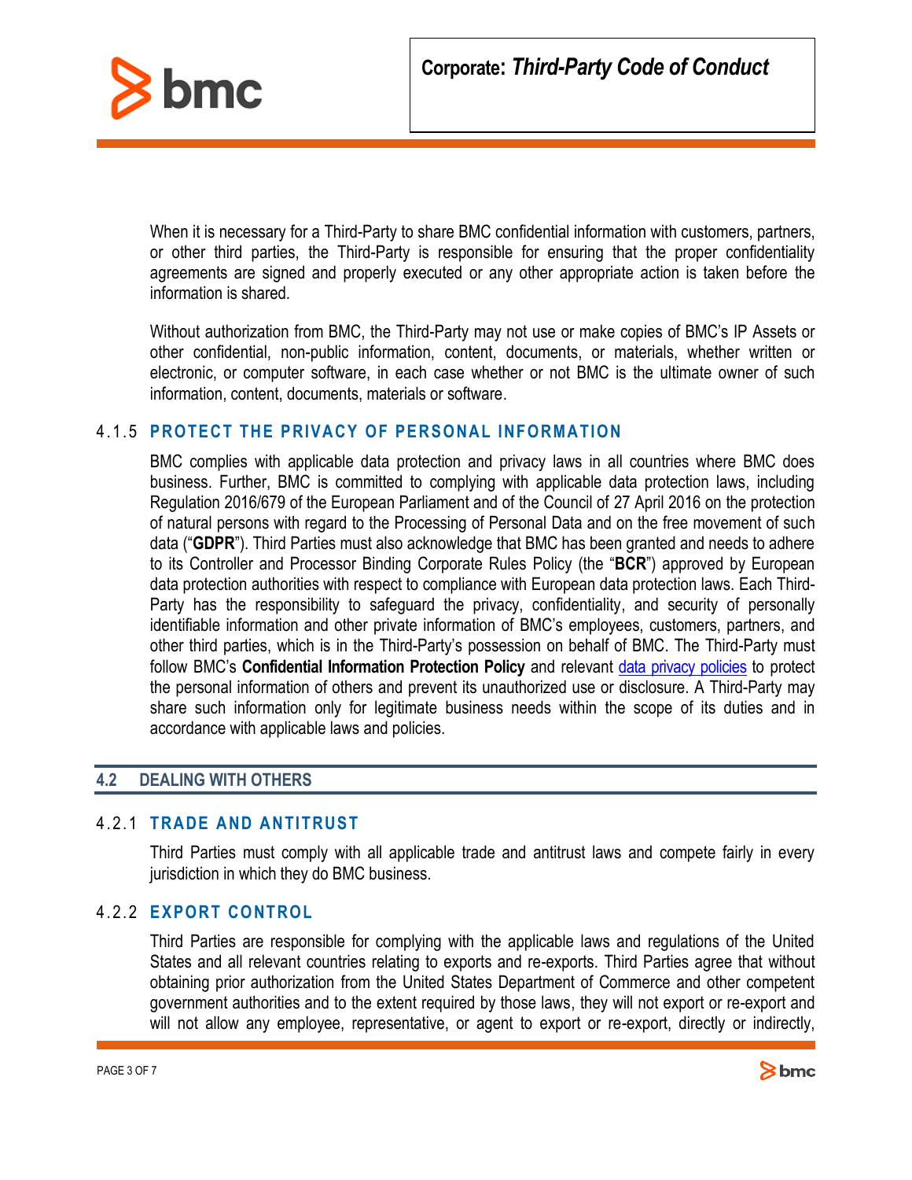When it is necessary for a Third-Party to share BMC confidential information with customers, partners, or other third parties, the Third-Party is responsible for ensuring that the proper confidentiality agreements are signed and properly executed or any other appropriate action is taken before the information is shared.

Without authorization from BMC, the Third-Party may not use or make copies of BMC's IP Assets or other confidential, non-public information, content, documents, or materials, whether written or electronic, or computer software, in each case whether or not BMC is the ultimate owner of such information, content, documents, materials or software.

#### 4.1.5 PROTECT THE PRIVACY OF PERSONAL INFORMATION

BMC complies with applicable data protection and privacy laws in all countries where BMC does business. Further, BMC is committed to complying with applicable data protection laws, including Regulation 2016/679 of the European Parliament and of the Council of 27 April 2016 on the protection of natural persons with regard to the Processing of Personal Data and on the free movement of such data ("**GDPR**"). Third Parties must also acknowledge that BMC has been granted and needs to adhere to its Controller and Processor Binding Corporate Rules Policy (the "**BCR**") approved by European data protection authorities with respect to compliance with European data protection laws. Each Third-Party has the responsibility to safeguard the privacy, confidentiality, and security of personally identifiable information and other private information of BMC's employees, customers, partners, and other third parties, which is in the Third-Party's possession on behalf of BMC. The Third-Party must follow BMC's **Confidential Information Protection Policy** and relevant data privacy policies to protect the personal information of others and prevent its unauthorized use or disclosure. A Third-Party may share such information only for legitimate business needs within the scope of its duties and in accordance with applicable laws and policies.

### 4.2 DEALING WITH OTHERS

#### 4.2.1 TRADE AND ANTITRUST

Third Parties must comply with all applicable trade and antitrust laws and compete fairly in every jurisdiction in which they do BMC business.

#### 4.2.2 EXPORT CONTROL

Third Parties are responsible for complying with the applicable laws and regulations of the United States and all relevant countries relating to exports and re-exports. Third Parties agree that without obtaining prior authorization from the United States Department of Commerce and other competent government authorities and to the extent required by those laws, they will not export or re-export and will not allow any employee, representative, or agent to export or re-export, directly or indirectly,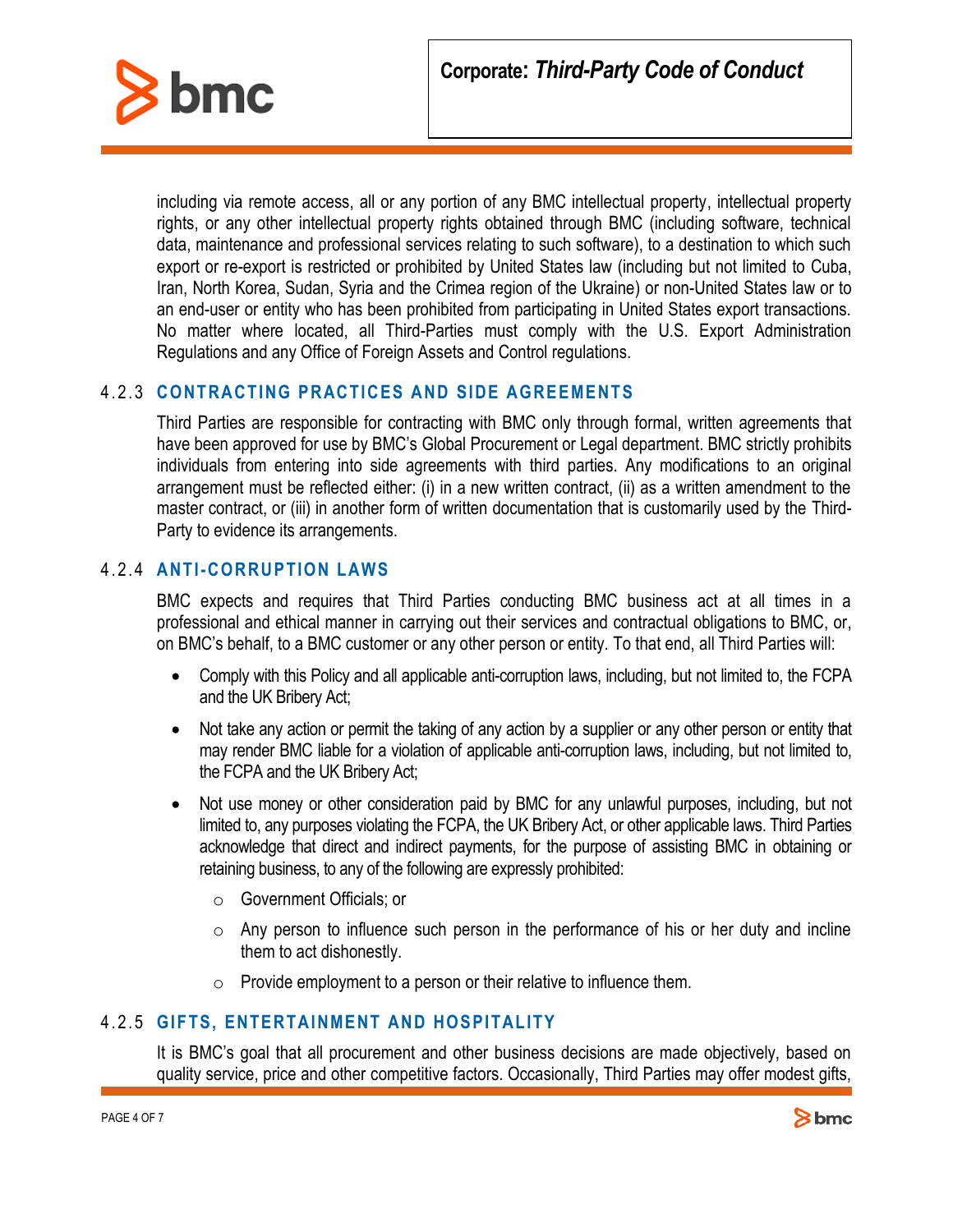including via remote access, all or any portion of any BMC intellectual property, intellectual property rights, or any other intellectual property rights obtained through BMC (including software, technical data, maintenance and professional services relating to such software), to a destination to which such export or re-export is restricted or prohibited by United States law (including but not limited to Cuba, Iran, North Korea, Sudan, Syria and the Crimea region of the Ukraine) or non-United States law or to an end-user or entity who has been prohibited from participating in United States export transactions. No matter where located, all Third-Parties must comply with the U.S. Export Administration Regulations and any Office of Foreign Assets and Control regulations.

#### 4.2.3 CONTRACTING PRACTICES AND SIDE AGREEMENTS

Third Parties are responsible for contracting with BMC only through formal, written agreements that have been approved for use by BMC's Global Procurement or Legal department. BMC strictly prohibits individuals from entering into side agreements with third parties. Any modifications to an original arrangement must be reflected either: (i) in a new written contract, (ii) as a written amendment to the master contract, or (iii) in another form of written documentation that is customarily used by the Third-Party to evidence its arrangements.

#### 4.2.4 ANTI-CORRUPTION LAWS

BMC expects and requires that Third Parties conducting BMC business act at all times in a professional and ethical manner in carrying out their services and contractual obligations to BMC, or, on BMC's behalf, to a BMC customer or any other person or entity. To that end, all Third Parties will:

- Comply with this Policy and all applicable anti-corruption laws, including, but not limited to, the FCPA and the UK Bribery Act;
- Not take any action or permit the taking of any action by a supplier or any other person or entity that may render BMC liable for a violation of applicable anti-corruption laws, including, but not limited to, the FCPA and the UK Bribery Act;
- Not use money or other consideration paid by BMC for any unlawful purposes, including, but not limited to, any purposes violating the FCPA, the UK Bribery Act, or other applicable laws. Third Parties acknowledge that direct and indirect payments, for the purpose of assisting BMC in obtaining or retaining business, to any of the following are expressly prohibited:
  - Government Officials; or
  - Any person to influence such person in the performance of his or her duty and incline them to act dishonestly.
  - Provide employment to a person or their relative to influence them.

#### 4.2.5 GIFTS, ENTERTAINMENT AND HOSPITALITY

It is BMC's goal that all procurement and other business decisions are made objectively, based on quality service, price and other competitive factors. Occasionally, Third Parties may offer modest gifts,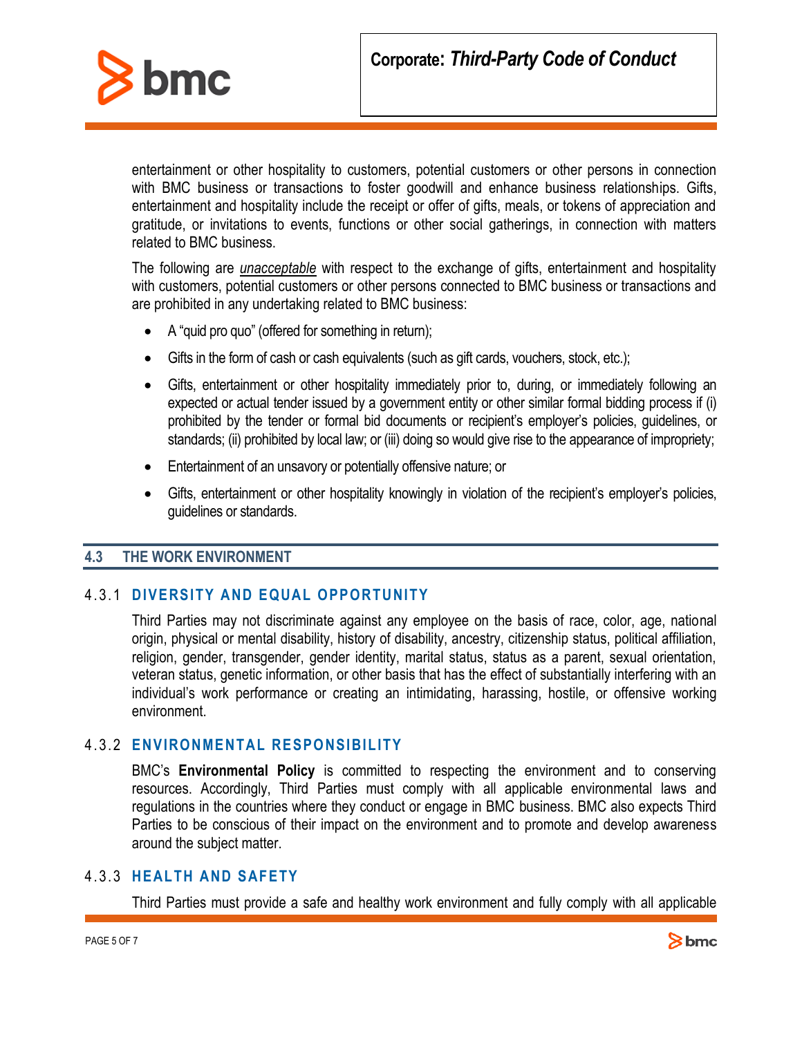entertainment or other hospitality to customers, potential customers or other persons in connection with BMC business or transactions to foster goodwill and enhance business relationships. Gifts, entertainment and hospitality include the receipt or offer of gifts, meals, or tokens of appreciation and gratitude, or invitations to events, functions or other social gatherings, in connection with matters related to BMC business.

The following are ***unacceptable*** with respect to the exchange of gifts, entertainment and hospitality with customers, potential customers or other persons connected to BMC business or transactions and are prohibited in any undertaking related to BMC business:

- A "quid pro quo" (offered for something in return);
- Gifts in the form of cash or cash equivalents (such as gift cards, vouchers, stock, etc.);
- Gifts, entertainment or other hospitality immediately prior to, during, or immediately following an expected or actual tender issued by a government entity or other similar formal bidding process if (i) prohibited by the tender or formal bid documents or recipient's employer's policies, guidelines, or standards; (ii) prohibited by local law; or (iii) doing so would give rise to the appearance of impropriety;
- Entertainment of an unsavory or potentially offensive nature; or
- Gifts, entertainment or other hospitality knowingly in violation of the recipient's employer's policies, guidelines or standards.

## 4.3 THE WORK ENVIRONMENT

### 4.3.1 DIVERSITY AND EQUAL OPPORTUNITY

Third Parties may not discriminate against any employee on the basis of race, color, age, national origin, physical or mental disability, history of disability, ancestry, citizenship status, political affiliation, religion, gender, transgender, gender identity, marital status, status as a parent, sexual orientation, veteran status, genetic information, or other basis that has the effect of substantially interfering with an individual's work performance or creating an intimidating, harassing, hostile, or offensive working environment.

### 4.3.2 ENVIRONMENTAL RESPONSIBILITY

BMC's **Environmental Policy** is committed to respecting the environment and to conserving resources. Accordingly, Third Parties must comply with all applicable environmental laws and regulations in the countries where they conduct or engage in BMC business. BMC also expects Third Parties to be conscious of their impact on the environment and to promote and develop awareness around the subject matter.

### 4.3.3 HEALTH AND SAFETY

Third Parties must provide a safe and healthy work environment and fully comply with all applicable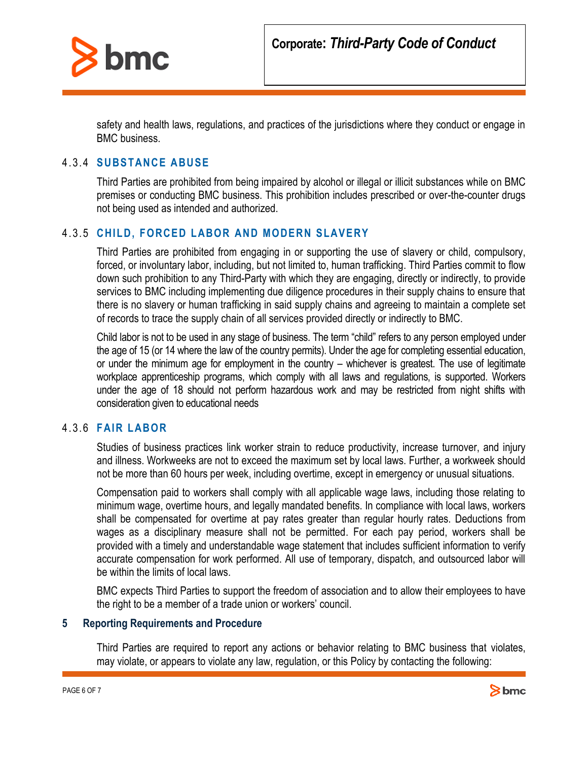safety and health laws, regulations, and practices of the jurisdictions where they conduct or engage in BMC business.

### 4.3.4 SUBSTANCE ABUSE

Third Parties are prohibited from being impaired by alcohol or illegal or illicit substances while on BMC premises or conducting BMC business. This prohibition includes prescribed or over-the-counter drugs not being used as intended and authorized.

### 4.3.5 CHILD, FORCED LABOR AND MODERN SLAVERY

Third Parties are prohibited from engaging in or supporting the use of slavery or child, compulsory, forced, or involuntary labor, including, but not limited to, human trafficking. Third Parties commit to flow down such prohibition to any Third-Party with which they are engaging, directly or indirectly, to provide services to BMC including implementing due diligence procedures in their supply chains to ensure that there is no slavery or human trafficking in said supply chains and agreeing to maintain a complete set of records to trace the supply chain of all services provided directly or indirectly to BMC.

Child labor is not to be used in any stage of business. The term "child" refers to any person employed under the age of 15 (or 14 where the law of the country permits). Under the age for completing essential education, or under the minimum age for employment in the country – whichever is greatest. The use of legitimate workplace apprenticeship programs, which comply with all laws and regulations, is supported. Workers under the age of 18 should not perform hazardous work and may be restricted from night shifts with consideration given to educational needs

### 4.3.6 FAIR LABOR

Studies of business practices link worker strain to reduce productivity, increase turnover, and injury and illness. Workweeks are not to exceed the maximum set by local laws. Further, a workweek should not be more than 60 hours per week, including overtime, except in emergency or unusual situations.

Compensation paid to workers shall comply with all applicable wage laws, including those relating to minimum wage, overtime hours, and legally mandated benefits. In compliance with local laws, workers shall be compensated for overtime at pay rates greater than regular hourly rates. Deductions from wages as a disciplinary measure shall not be permitted. For each pay period, workers shall be provided with a timely and understandable wage statement that includes sufficient information to verify accurate compensation for work performed. All use of temporary, dispatch, and outsourced labor will be within the limits of local laws.

BMC expects Third Parties to support the freedom of association and to allow their employees to have the right to be a member of a trade union or workers' council.

## 5 Reporting Requirements and Procedure

Third Parties are required to report any actions or behavior relating to BMC business that violates, may violate, or appears to violate any law, regulation, or this Policy by contacting the following: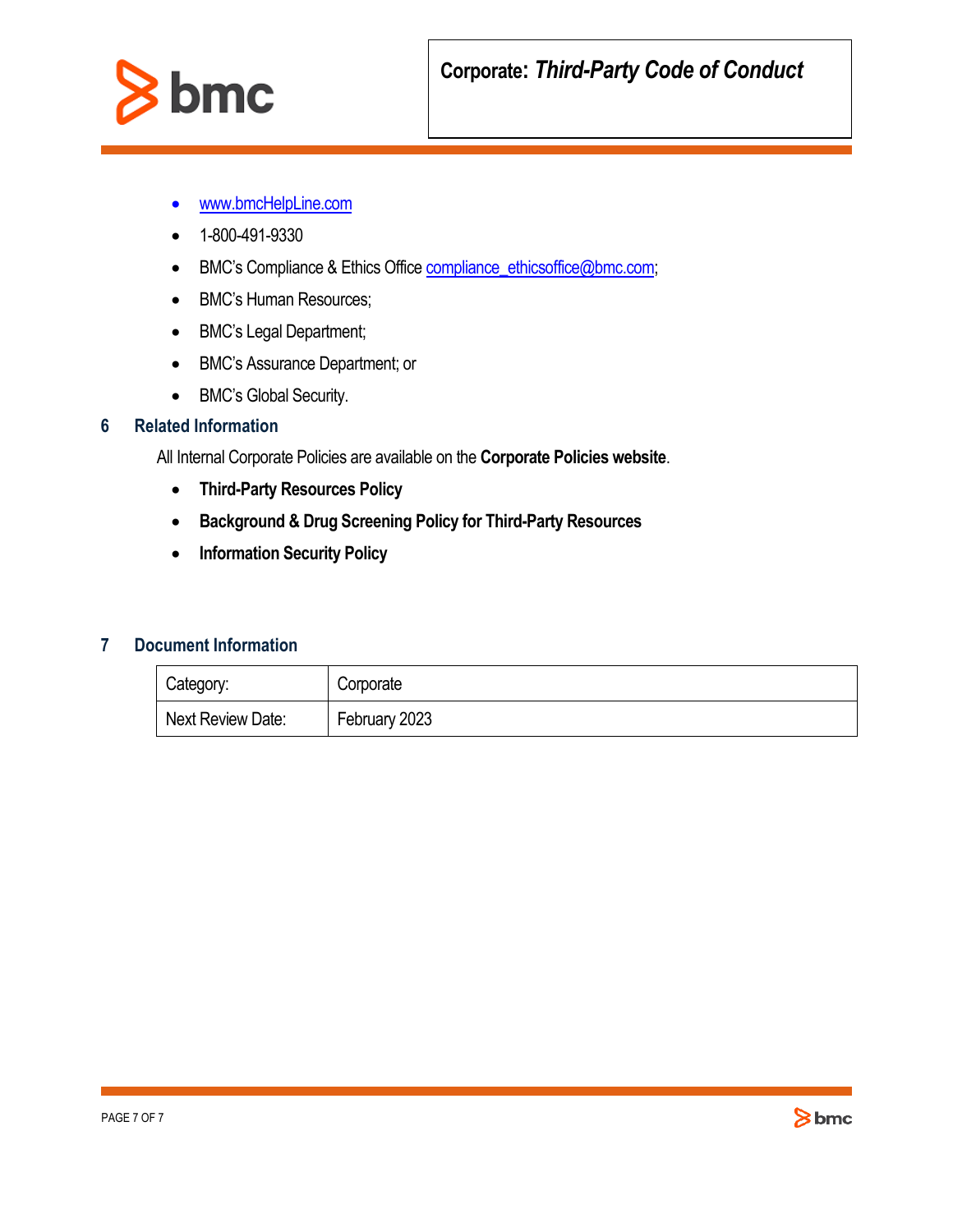- www.bmcHelpLine.com
- 1-800-491-9330
- BMC's Compliance & Ethics Office compliance_ethicsoffice@bmc.com;
- BMC's Human Resources;
- BMC's Legal Department;
- BMC's Assurance Department; or
- BMC's Global Security.

## 6 Related Information

All Internal Corporate Policies are available on the **Corporate Policies website**.

- **Third-Party Resources Policy**
- **Background & Drug Screening Policy for Third-Party Resources**
- **Information Security Policy**

## 7 Document Information

| | |
|---|---|
| Category: | Corporate |
| Next Review Date: | February 2023 |